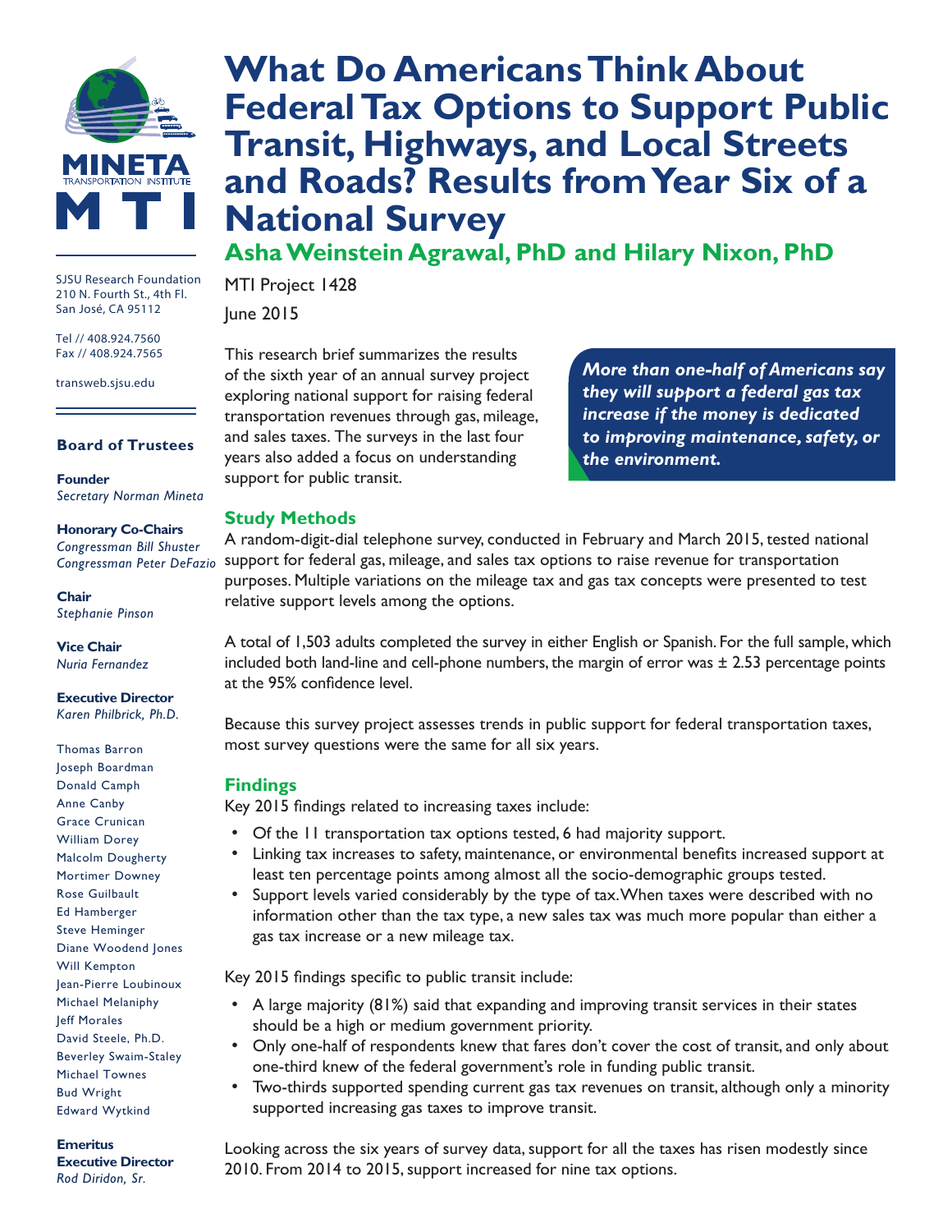# What Do Americans Think About Federal Tax Options to Support Public Transit, Highways, and Local Streets and Roads? Results from Year Six of a National Survey

## Asha Weinstein Agrawal, PhD and Hilary Nixon, PhD

MTI Project 1428

June 2015

This research brief summarizes the results of the sixth year of an annual survey project exploring national support for raising federal transportation revenues through gas, mileage, and sales taxes. The surveys in the last four years also added a focus on understanding support for public transit.

> ***More than one-half of Americans say they will support a federal gas tax increase if the money is dedicated to improving maintenance, safety, or the environment.***

### Study Methods

A random-digit-dial telephone survey, conducted in February and March 2015, tested national support for federal gas, mileage, and sales tax options to raise revenue for transportation purposes. Multiple variations on the mileage tax and gas tax concepts were presented to test relative support levels among the options.

A total of 1,503 adults completed the survey in either English or Spanish. For the full sample, which included both land-line and cell-phone numbers, the margin of error was ± 2.53 percentage points at the 95% confidence level.

Because this survey project assesses trends in public support for federal transportation taxes, most survey questions were the same for all six years.

### Findings

Key 2015 findings related to increasing taxes include:

- Of the 11 transportation tax options tested, 6 had majority support.
- Linking tax increases to safety, maintenance, or environmental benefits increased support at least ten percentage points among almost all the socio-demographic groups tested.
- Support levels varied considerably by the type of tax. When taxes were described with no information other than the tax type, a new sales tax was much more popular than either a gas tax increase or a new mileage tax.

Key 2015 findings specific to public transit include:

- A large majority (81%) said that expanding and improving transit services in their states should be a high or medium government priority.
- Only one-half of respondents knew that fares don't cover the cost of transit, and only about one-third knew of the federal government's role in funding public transit.
- Two-thirds supported spending current gas tax revenues on transit, although only a minority supported increasing gas taxes to improve transit.

Looking across the six years of survey data, support for all the taxes has risen modestly since 2010. From 2014 to 2015, support increased for nine tax options.

---

MINETA TRANSPORTATION INSTITUTE

SJSU Research Foundation
210 N. Fourth St., 4th Fl.
San José, CA 95112

Tel // 408.924.7560
Fax // 408.924.7565

transweb.sjsu.edu

**Board of Trustees**

**Founder**
*Secretary Norman Mineta*

**Honorary Co-Chairs**
*Congressman Bill Shuster*
*Congressman Peter DeFazio*

**Chair**
*Stephanie Pinson*

**Vice Chair**
*Nuria Fernandez*

**Executive Director**
*Karen Philbrick, Ph.D.*

Thomas Barron
Joseph Boardman
Donald Camph
Anne Canby
Grace Crunican
William Dorey
Malcolm Dougherty
Mortimer Downey
Rose Guilbault
Ed Hamberger
Steve Heminger
Diane Woodend Jones
Will Kempton
Jean-Pierre Loubinoux
Michael Melaniphy
Jeff Morales
David Steele, Ph.D.
Beverley Swaim-Staley
Michael Townes
Bud Wright
Edward Wytkind

**Emeritus Executive Director**
*Rod Diridon, Sr.*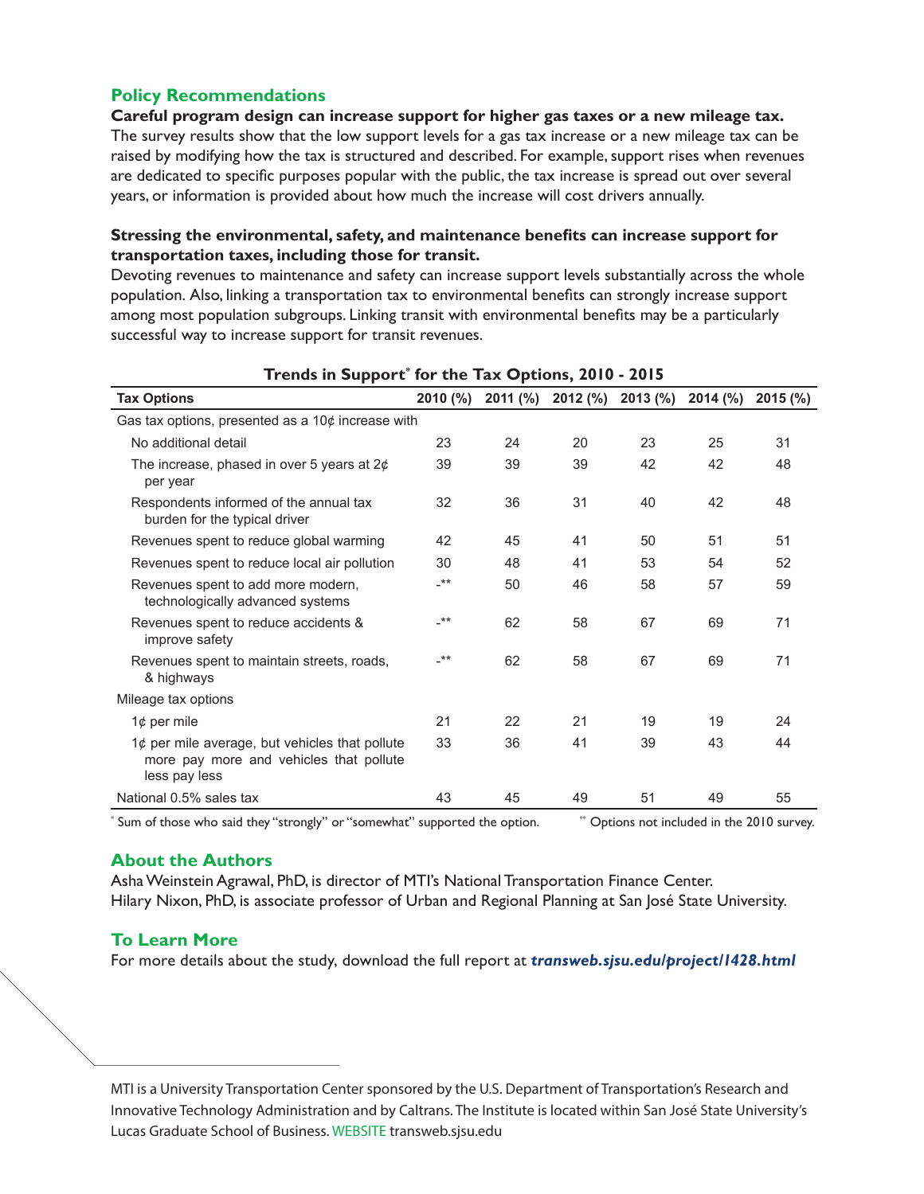## Policy Recommendations

**Careful program design can increase support for higher gas taxes or a new mileage tax.**
The survey results show that the low support levels for a gas tax increase or a new mileage tax can be raised by modifying how the tax is structured and described. For example, support rises when revenues are dedicated to specific purposes popular with the public, the tax increase is spread out over several years, or information is provided about how much the increase will cost drivers annually.

**Stressing the environmental, safety, and maintenance benefits can increase support for transportation taxes, including those for transit.**
Devoting revenues to maintenance and safety can increase support levels substantially across the whole population. Also, linking a transportation tax to environmental benefits can strongly increase support among most population subgroups. Linking transit with environmental benefits may be a particularly successful way to increase support for transit revenues.

**Trends in Support* for the Tax Options, 2010 - 2015**

| Tax Options | 2010 (%) | 2011 (%) | 2012 (%) | 2013 (%) | 2014 (%) | 2015 (%) |
|---|---|---|---|---|---|---|
| Gas tax options, presented as a 10¢ increase with | | | | | | |
| No additional detail | 23 | 24 | 20 | 23 | 25 | 31 |
| The increase, phased in over 5 years at 2¢ per year | 39 | 39 | 39 | 42 | 42 | 48 |
| Respondents informed of the annual tax burden for the typical driver | 32 | 36 | 31 | 40 | 42 | 48 |
| Revenues spent to reduce global warming | 42 | 45 | 41 | 50 | 51 | 51 |
| Revenues spent to reduce local air pollution | 30 | 48 | 41 | 53 | 54 | 52 |
| Revenues spent to add more modern, technologically advanced systems | -** | 50 | 46 | 58 | 57 | 59 |
| Revenues spent to reduce accidents & improve safety | -** | 62 | 58 | 67 | 69 | 71 |
| Revenues spent to maintain streets, roads, & highways | -** | 62 | 58 | 67 | 69 | 71 |
| Mileage tax options | | | | | | |
| 1¢ per mile | 21 | 22 | 21 | 19 | 19 | 24 |
| 1¢ per mile average, but vehicles that pollute more pay more and vehicles that pollute less pay less | 33 | 36 | 41 | 39 | 43 | 44 |
| National 0.5% sales tax | 43 | 45 | 49 | 51 | 49 | 55 |

* Sum of those who said they "strongly" or "somewhat" supported the option.
** Options not included in the 2010 survey.

## About the Authors

Asha Weinstein Agrawal, PhD, is director of MTI's National Transportation Finance Center.
Hilary Nixon, PhD, is associate professor of Urban and Regional Planning at San José State University.

## To Learn More

For more details about the study, download the full report at ***transweb.sjsu.edu/project/1428.html***

MTI is a University Transportation Center sponsored by the U.S. Department of Transportation's Research and Innovative Technology Administration and by Caltrans. The Institute is located within San José State University's Lucas Graduate School of Business. WEBSITE transweb.sjsu.edu